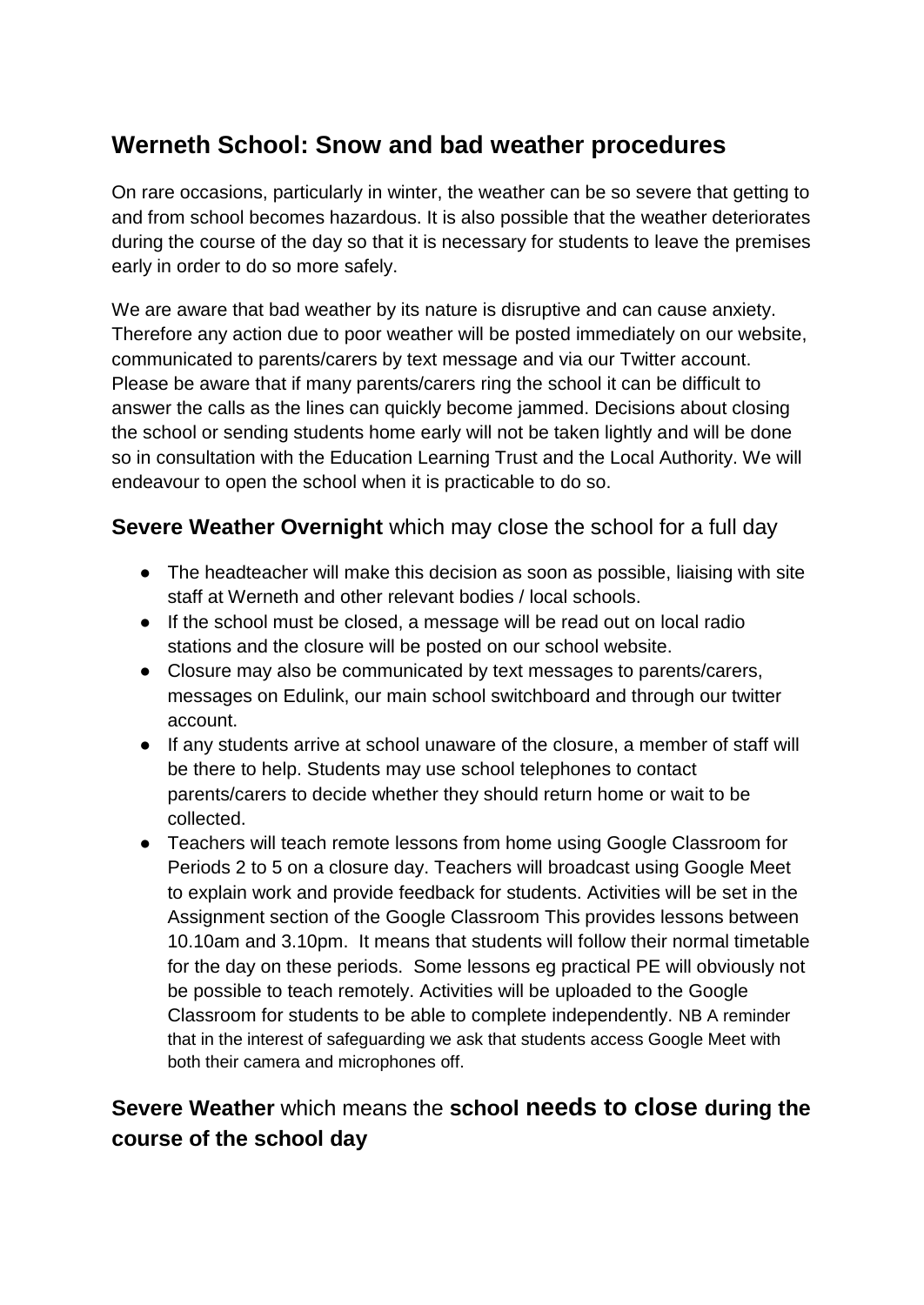# Werneth School: Snow and bad weather procedures

On rare occasions, particularly in winter, the weather can be so severe that getting to and from school becomes hazardous. It is also possible that the weather deteriorates during the course of the day so that it is necessary for students to leave the premises early in order to do so more safely.

We are aware that bad weather by its nature is disruptive and can cause anxiety. Therefore any action due to poor weather will be posted immediately on our website, communicated to parents/carers by text message and via our Twitter account. Please be aware that if many parents/carers ring the school it can be difficult to answer the calls as the lines can quickly become jammed. Decisions about closing the school or sending students home early will not be taken lightly and will be done so in consultation with the Education Learning Trust and the Local Authority. We will endeavour to open the school when it is practicable to do so.

## **Severe Weather Overnight** which may close the school for a full day

- The headteacher will make this decision as soon as possible, liaising with site staff at Werneth and other relevant bodies / local schools.
- If the school must be closed, a message will be read out on local radio stations and the closure will be posted on our school website.
- Closure may also be communicated by text messages to parents/carers, messages on Edulink, our main school switchboard and through our twitter account.
- If any students arrive at school unaware of the closure, a member of staff will be there to help. Students may use school telephones to contact parents/carers to decide whether they should return home or wait to be collected.
- Teachers will teach remote lessons from home using Google Classroom for Periods 2 to 5 on a closure day. Teachers will broadcast using Google Meet to explain work and provide feedback for students. Activities will be set in the Assignment section of the Google Classroom This provides lessons between 10.10am and 3.10pm. It means that students will follow their normal timetable for the day on these periods. Some lessons eg practical PE will obviously not be possible to teach remotely. Activities will be uploaded to the Google Classroom for students to be able to complete independently. NB A reminder that in the interest of safeguarding we ask that students access Google Meet with both their camera and microphones off.

## **Severe Weather** which means the **school needs to close during the course of the school day**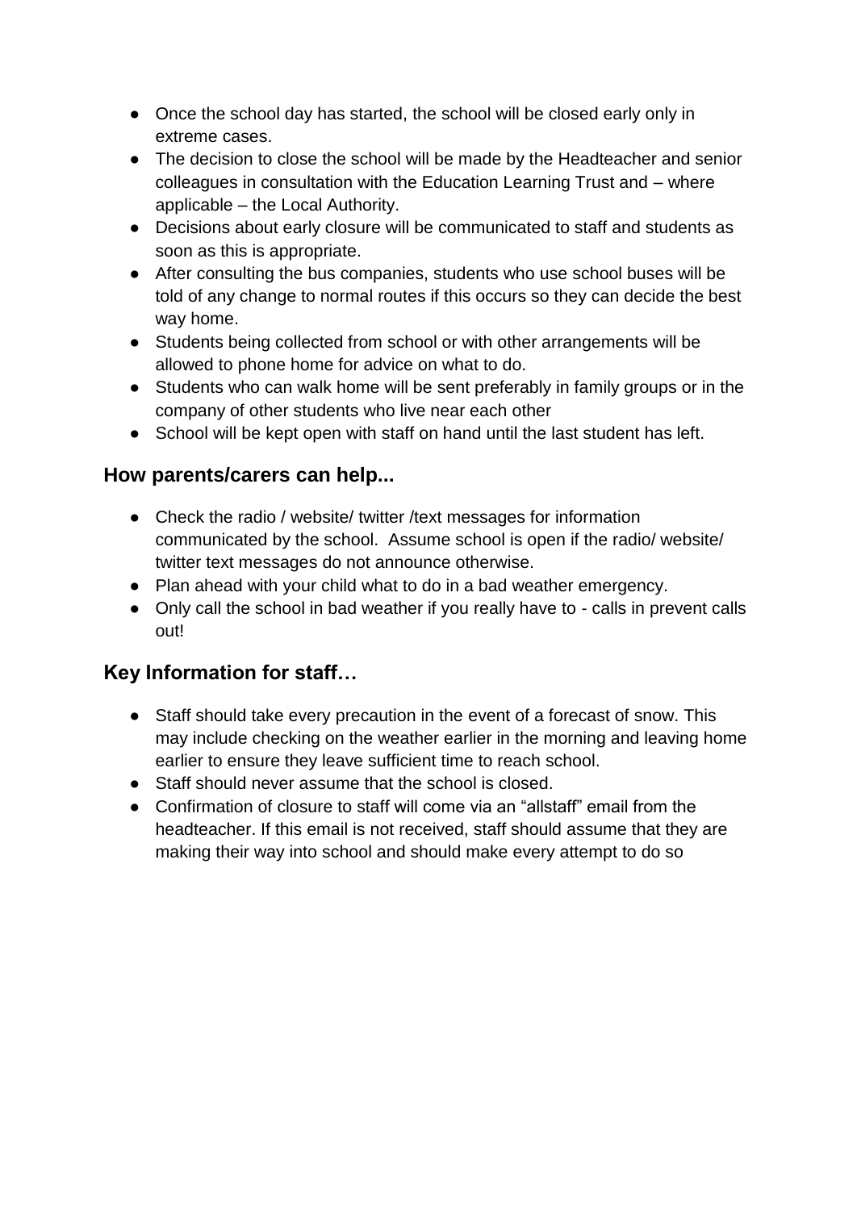- Once the school day has started, the school will be closed early only in extreme cases.
- The decision to close the school will be made by the Headteacher and senior colleagues in consultation with the Education Learning Trust and – where applicable – the Local Authority.
- Decisions about early closure will be communicated to staff and students as soon as this is appropriate.
- After consulting the bus companies, students who use school buses will be told of any change to normal routes if this occurs so they can decide the best way home.
- Students being collected from school or with other arrangements will be allowed to phone home for advice on what to do.
- Students who can walk home will be sent preferably in family groups or in the company of other students who live near each other
- School will be kept open with staff on hand until the last student has left.

## How parents/carers can help...

- Check the radio / website/ twitter /text messages for information communicated by the school. Assume school is open if the radio/ website/ twitter text messages do not announce otherwise.
- Plan ahead with your child what to do in a bad weather emergency.
- Only call the school in bad weather if you really have to - calls in prevent calls out!

## Key Information for staff…

- Staff should take every precaution in the event of a forecast of snow. This may include checking on the weather earlier in the morning and leaving home earlier to ensure they leave sufficient time to reach school.
- Staff should never assume that the school is closed.
- Confirmation of closure to staff will come via an "allstaff" email from the headteacher. If this email is not received, staff should assume that they are making their way into school and should make every attempt to do so